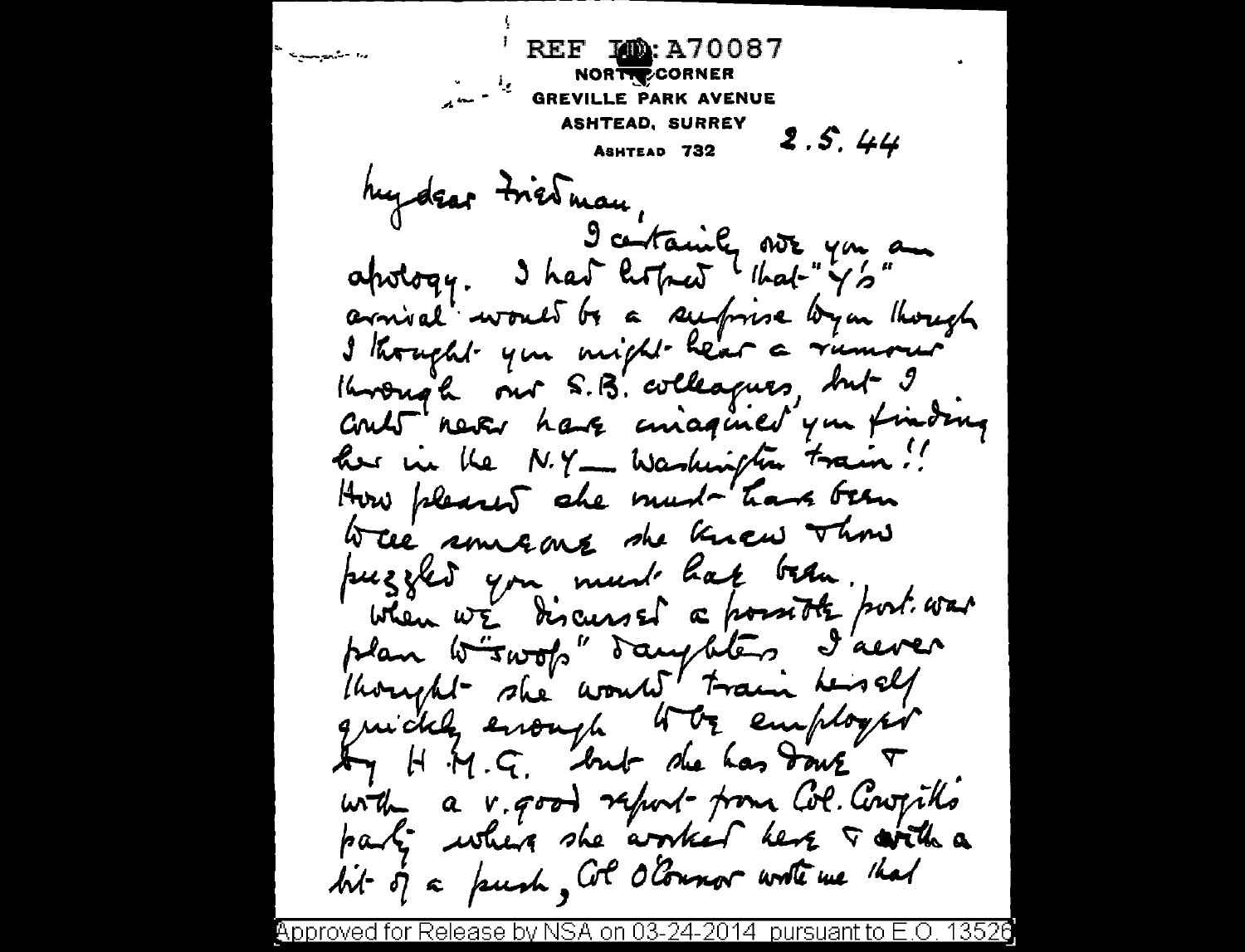REF ID:A70087

NORTH CORNER
GREVILLE PARK AVENUE
ASHTEAD, SURREY
ASHTEAD 732

2.5.44

My dear Friedman,

I certainly owe you an apology. I had hoped that "Y's" arrival would be a surprise to you though I thought you might hear a rumour through our S.B. colleagues, but I could never have imagined you finding her in the N.Y. — Washington train!! How pleased she must have been to see someone she knew & how puzzled you must have been.

When we discussed a possible post-war plan to "swop" daughters I never thought she would train herself quickly enough to be employed by H.M.G. but she has done it with a v. good report from Col. Cowgill's party where she worked here & with a bit of a push, Col O'Connor wrote me that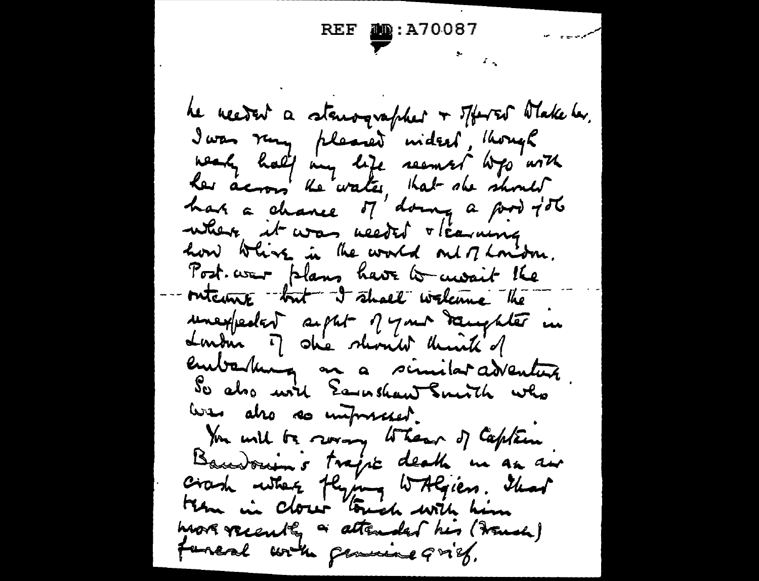REF ID:A70087

he needed a stenographer & offered Blake her. I was very pleased indeed, though nearly half my life seemed to go with her across the water, that she should have a chance of doing a good job where it was needed & learning how to live in the world out of London. Post-war plans have to await the outcome but I shall welcome the unexpected sight of your daughter in London if she should think of embarking on a similar adventure. So also will Earnshaw Smith who was also so impressed.

You will be sorry to hear of Captain Baudouin's tragic death in an air crash when flying to Algiers. I had been in closer touch with him more recently & attended his (French) funeral with genuine grief.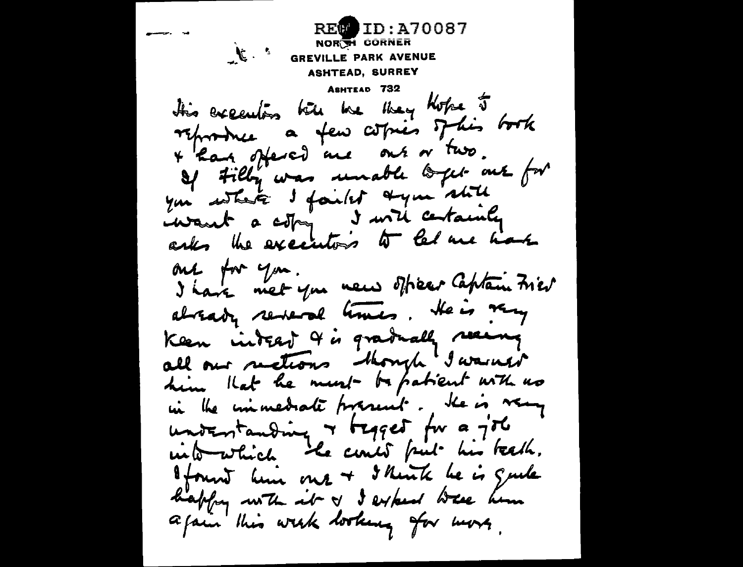REF ID:A70087

NORTH CORNER
GREVILLE PARK AVENUE
ASHTEAD, SURREY
ASHTEAD 732

His executors tell me they hope to reproduce a few copies of his book & have offered me one or two. If Filby was unable to get one for you where I failed & you still want a copy I will certainly ask the executors to let me have one for you.

I have met your new officer Captain Fried already several times. He is very keen indeed & is gradually seeing all our sections though I warned him that he must be patient with us in the immediate present. He is very understanding & begged for a job into which he could put his teeth. I found him one & I think he is quite happy with it & I expect to see him again this week looking for more.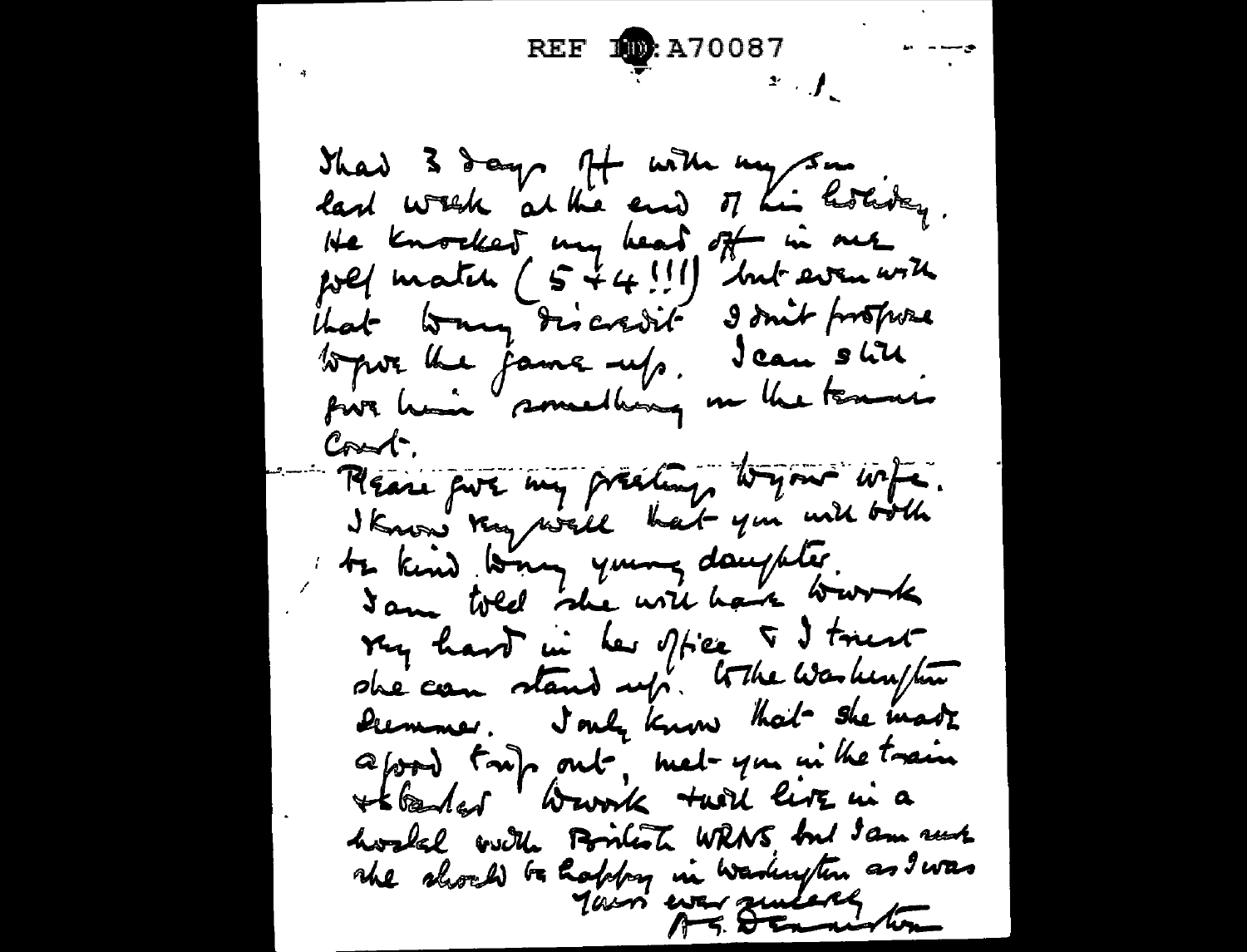REF ID: A70087

- 4 -

I had 3 days off with my son last week at the end of his holiday. He knocked my head off in one golf match (5 + 4 !!!) but even with that wrong discredit I don't propose to give the game up. I can still give him something in the tennis court.

Please give my greetings to your wife. I know very well that you will both be kind to my young daughter. I am told she will have to work very hard in her office & I trust she can stand up to the Washington summer. I only know that she made a good trip out, met you in the train & started to work & will live in a hostel with British WRNS but I am sure she should be happy in Washington as I was

Yours ever sincerely

A. G. Denniston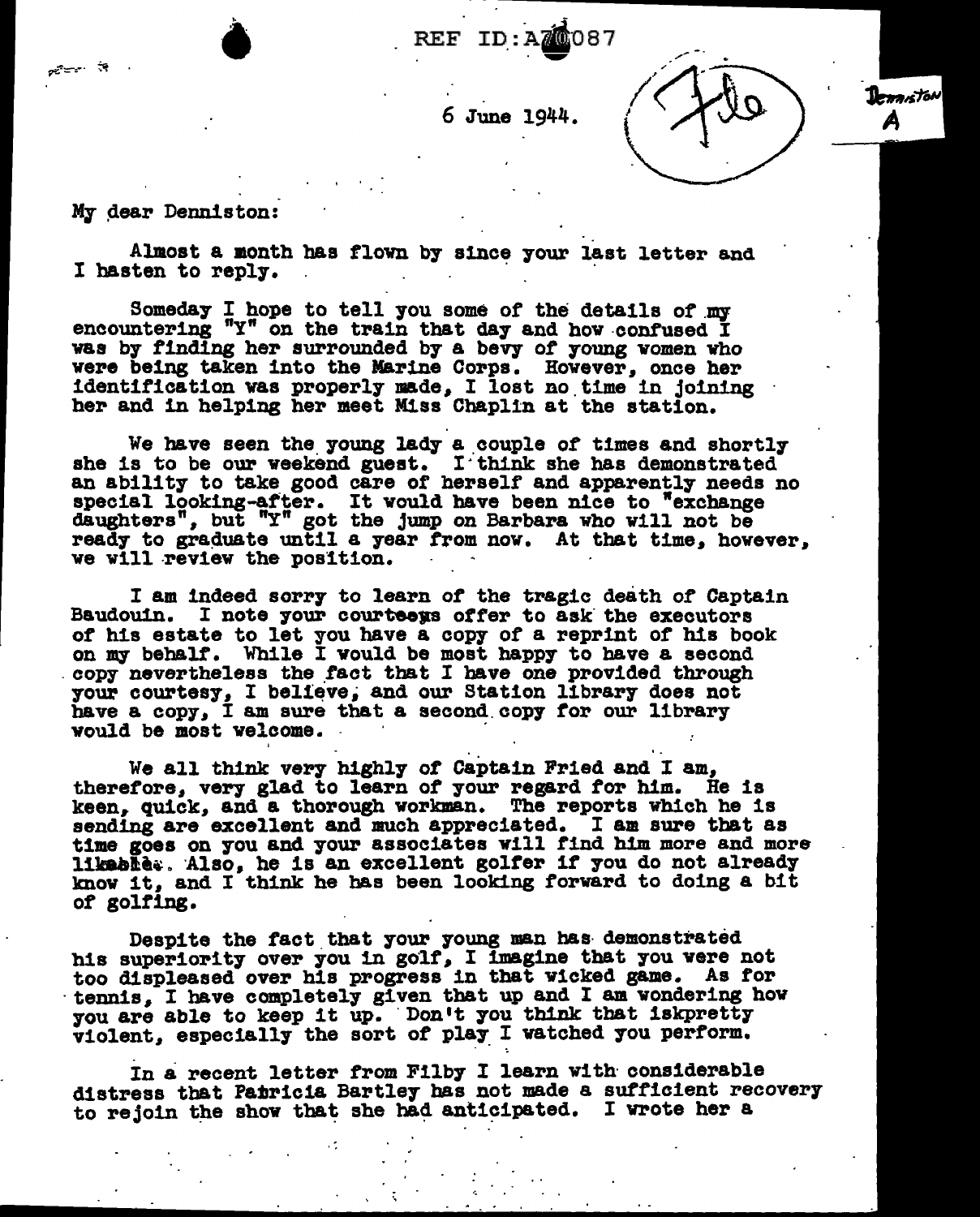REF ID:A70087

6 June 1944.

My dear Denniston:

Almost a month has flown by since your last letter and I hasten to reply.

Someday I hope to tell you some of the details of my encountering "Y" on the train that day and how confused I was by finding her surrounded by a bevy of young women who were being taken into the Marine Corps. However, once her identification was properly made, I lost no time in joining her and in helping her meet Miss Chaplin at the station.

We have seen the young lady a couple of times and shortly she is to be our weekend guest. I think she has demonstrated an ability to take good care of herself and apparently needs no special looking-after. It would have been nice to "exchange daughters", but "Y" got the jump on Barbara who will not be ready to graduate until a year from now. At that time, however, we will review the position.

I am indeed sorry to learn of the tragic death of Captain Baudouin. I note your courteous offer to ask the executors of his estate to let you have a copy of a reprint of his book on my behalf. While I would be most happy to have a second copy nevertheless the fact that I have one provided through your courtesy, I believe, and our Station library does not have a copy, I am sure that a second copy for our library would be most welcome.

We all think very highly of Captain Fried and I am, therefore, very glad to learn of your regard for him. He is keen, quick, and a thorough workman. The reports which he is sending are excellent and much appreciated. I am sure that as time goes on you and your associates will find him more and more likeable. Also, he is an excellent golfer if you do not already know it, and I think he has been looking forward to doing a bit of golfing.

Despite the fact that your young man has demonstrated his superiority over you in golf, I imagine that you were not too displeased over his progress in that wicked game. As for tennis, I have completely given that up and I am wondering how you are able to keep it up. Don't you think that iskpretty violent, especially the sort of play I watched you perform.

In a recent letter from Filby I learn with considerable distress that Patricia Bartley has not made a sufficient recovery to rejoin the show that she had anticipated. I wrote her a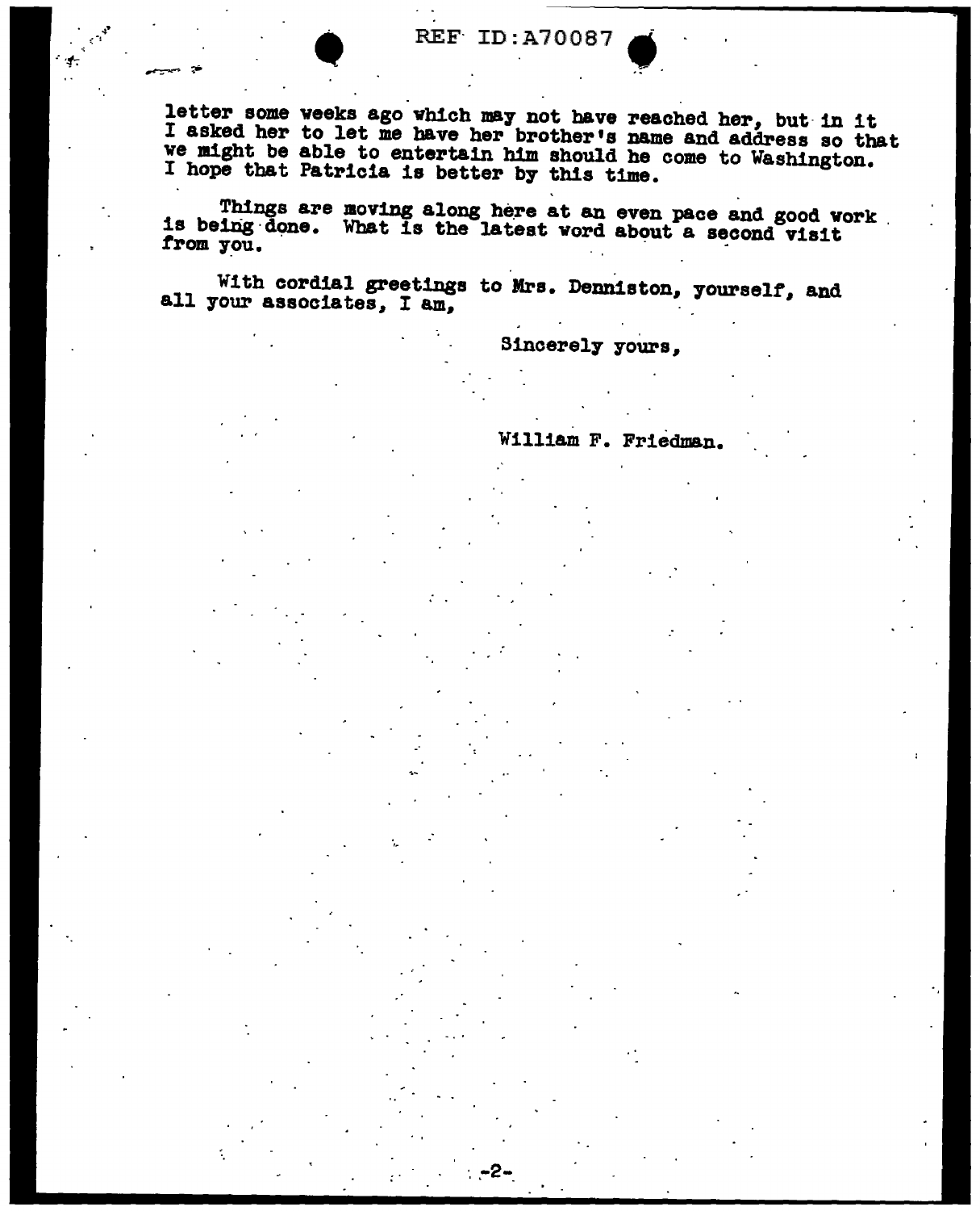letter some weeks ago which may not have reached her, but in it I asked her to let me have her brother's name and address so that we might be able to entertain him should he come to Washington. I hope that Patricia is better by this time.

Things are moving along here at an even pace and good work is being done. What is the latest word about a second visit from you.

With cordial greetings to Mrs. Denniston, yourself, and all your associates, I am,

Sincerely yours,

William F. Friedman.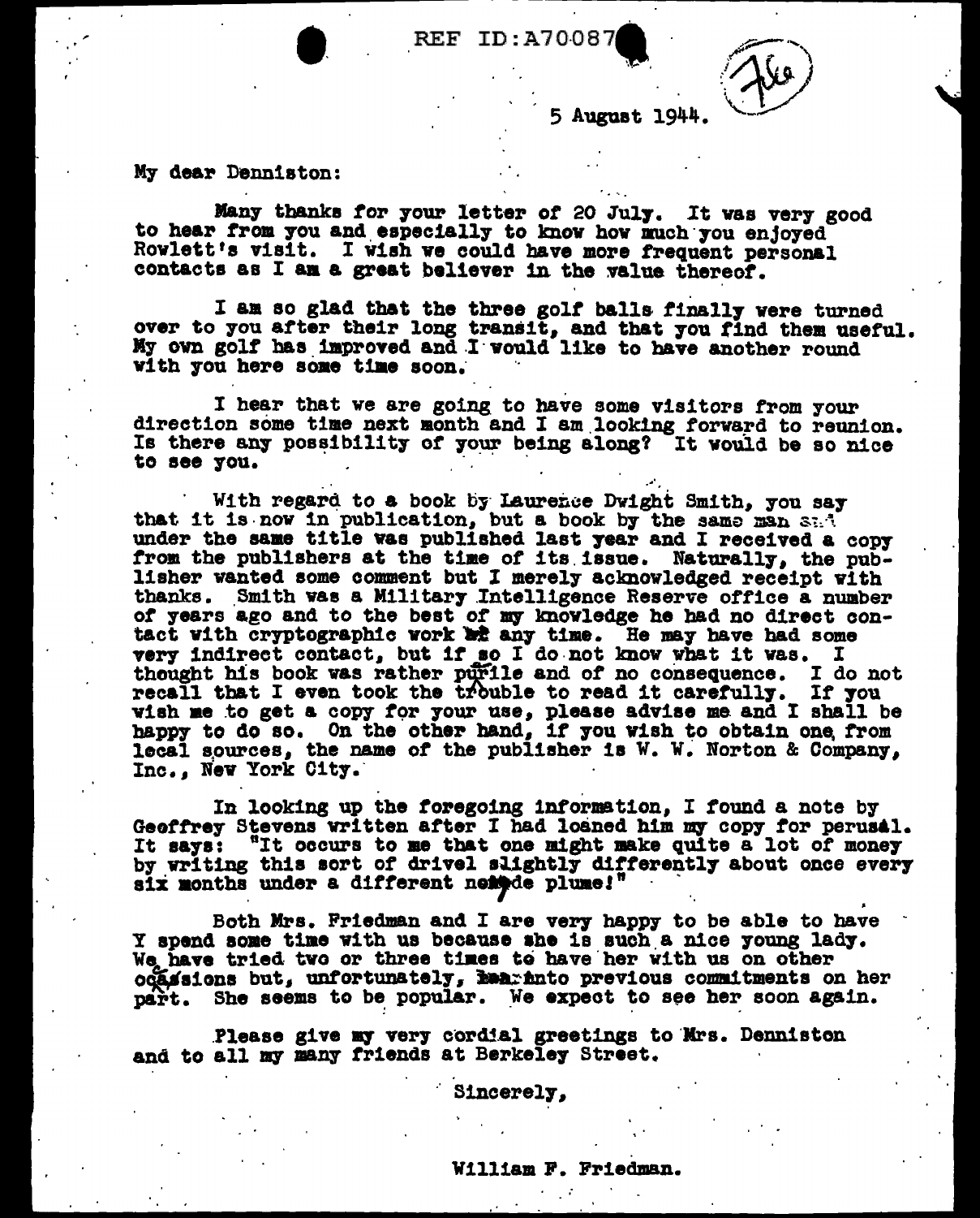5 August 1944.

My dear Denniston:

Many thanks for your letter of 20 July. It was very good to hear from you and especially to know how much you enjoyed Rowlett's visit. I wish we could have more frequent personal contacts as I am a great believer in the value thereof.

I am so glad that the three golf balls finally were turned over to you after their long transit, and that you find them useful. My own golf has improved and I would like to have another round with you here some time soon.

I hear that we are going to have some visitors from your direction some time next month and I am looking forward to reunion. Is there any possibility of your being along? It would be so nice to see you.

With regard to a book by Laurence Dwight Smith, you say that it is now in publication, but a book by the same man and under the same title was published last year and I received a copy from the publishers at the time of its issue. Naturally, the publisher wanted some comment but I merely acknowledged receipt with thanks. Smith was a Military Intelligence Reserve office a number of years ago and to the best of my knowledge he had no direct contact with cryptographic work at any time. He may have had some very indirect contact, but if so I do not know what it was. I thought his book was rather puerile and of no consequence. I do not recall that I even took the trouble to read it carefully. If you wish me to get a copy for your use, please advise me and I shall be happy to do so. On the other hand, if you wish to obtain one from local sources, the name of the publisher is W. W. Norton & Company, Inc., New York City.

In looking up the foregoing information, I found a note by Geoffrey Stevens written after I had loaned him my copy for perusal. It says: "It occurs to me that one might make quite a lot of money by writing this sort of drivel slightly differently about once every six months under a different nom de plume!"

Both Mrs. Friedman and I are very happy to be able to have Y spend some time with us because she is such a nice young lady. We have tried two or three times to have her with us on other occasions but, unfortunately, ran into previous commitments on her part. She seems to be popular. We expect to see her soon again.

Please give my very cordial greetings to Mrs. Denniston and to all my many friends at Berkeley Street.

Sincerely,

William F. Friedman.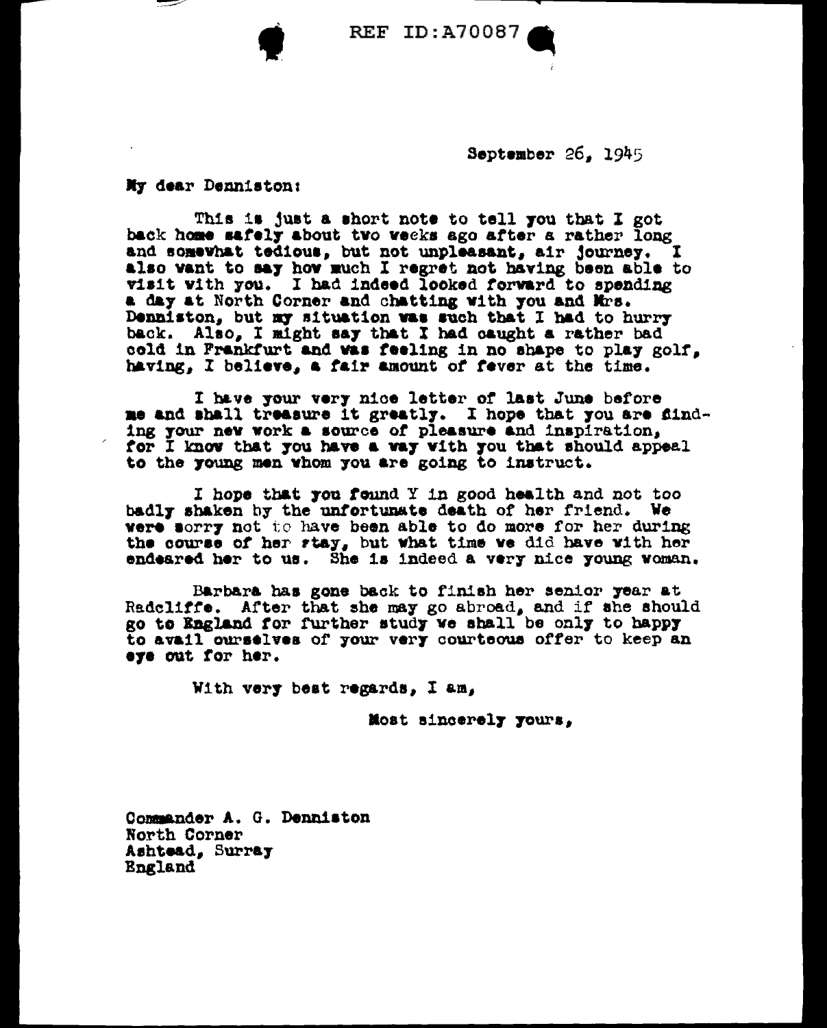September 26, 1945

My dear Denniston:

This is just a short note to tell you that I got back home safely about two weeks ago after a rather long and somewhat tedious, but not unpleasant, air journey. I also want to say how much I regret not having been able to visit with you. I had indeed looked forward to spending a day at North Corner and chatting with you and Mrs. Denniston, but my situation was such that I had to hurry back. Also, I might say that I had caught a rather bad cold in Frankfurt and was feeling in no shape to play golf, having, I believe, a fair amount of fever at the time.

I have your very nice letter of last June before me and shall treasure it greatly. I hope that you are finding your new work a source of pleasure and inspiration, for I know that you have a way with you that should appeal to the young men whom you are going to instruct.

I hope that you found Y in good health and not too badly shaken by the unfortunate death of her friend. We were sorry not to have been able to do more for her during the course of her stay, but what time we did have with her endeared her to us. She is indeed a very nice young woman.

Barbara has gone back to finish her senior year at Radcliffe. After that she may go abroad, and if she should go to England for further study we shall be only to happy to avail ourselves of your very courteous offer to keep an eye out for her.

With very best regards, I am,

Most sincerely yours,

Commander A. G. Denniston
North Corner
Ashtead, Surray
England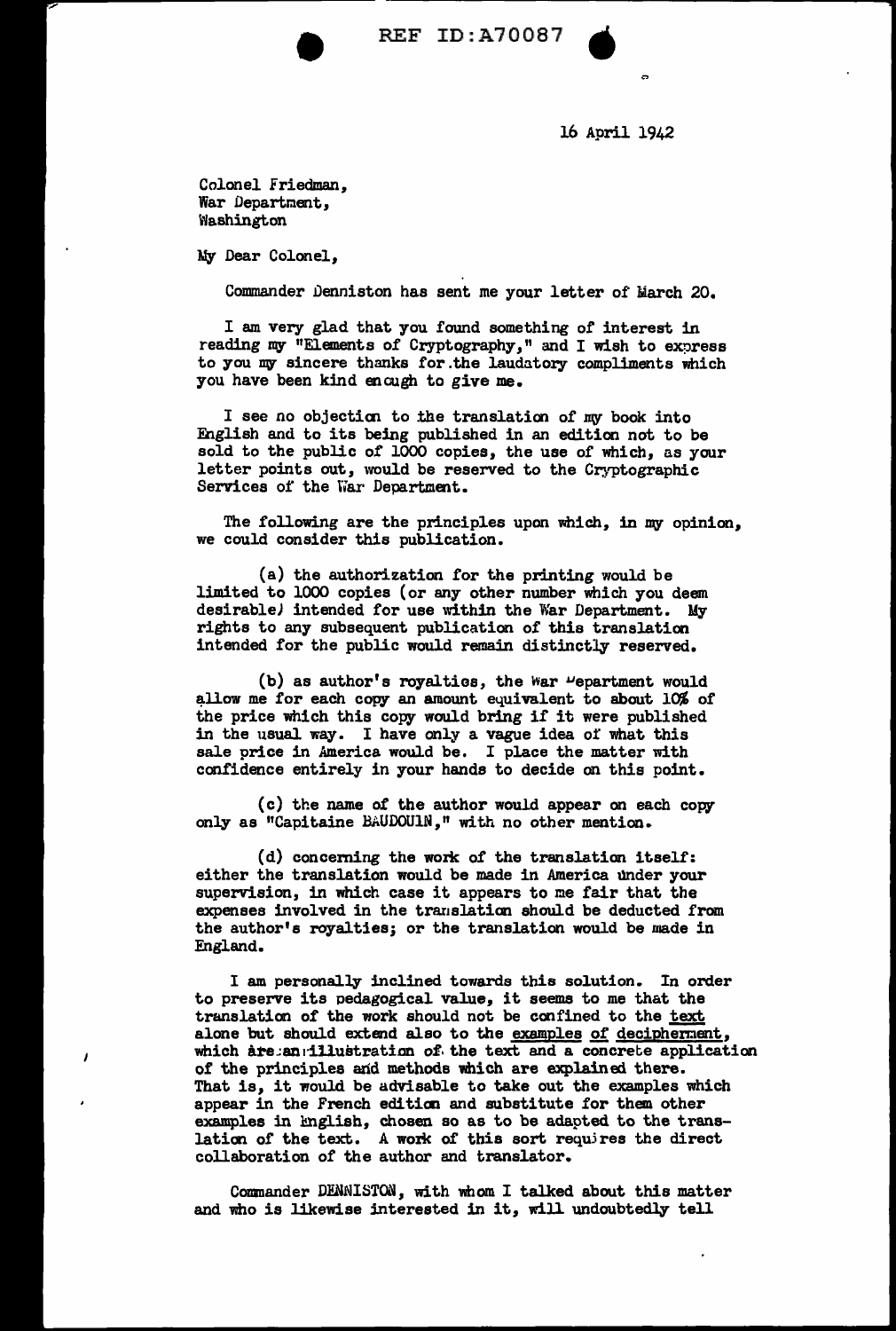16 April 1942

Colonel Friedman,
War Department,
Washington

My Dear Colonel,

Commander Denniston has sent me your letter of March 20.

I am very glad that you found something of interest in reading my "Elements of Cryptography," and I wish to express to you my sincere thanks for the laudatory compliments which you have been kind enough to give me.

I see no objection to the translation of my book into English and to its being published in an edition not to be sold to the public of 1000 copies, the use of which, as your letter points out, would be reserved to the Cryptographic Services of the War Department.

The following are the principles upon which, in my opinion, we could consider this publication.

(a) the authorization for the printing would be limited to 1000 copies (or any other number which you deem desirable) intended for use within the War Department. My rights to any subsequent publication of this translation intended for the public would remain distinctly reserved.

(b) as author's royalties, the War Department would allow me for each copy an amount equivalent to about 10% of the price which this copy would bring if it were published in the usual way. I have only a vague idea of what this sale price in America would be. I place the matter with confidence entirely in your hands to decide on this point.

(c) the name of the author would appear on each copy only as "Capitaine BAUDOUIN," with no other mention.

(d) concerning the work of the translation itself: either the translation would be made in America under your supervision, in which case it appears to me fair that the expenses involved in the translation should be deducted from the author's royalties; or the translation would be made in England.

I am personally inclined towards this solution. In order to preserve its pedagogical value, it seems to me that the translation of the work should not be confined to the <u>text</u> alone but should extend also to the <u>examples of decipherment</u>, which are an illustration of the text and a concrete application of the principles and methods which are explained there. That is, it would be advisable to take out the examples which appear in the French edition and substitute for them other examples in English, chosen so as to be adapted to the translation of the text. A work of this sort requires the direct collaboration of the author and translator.

Commander DENNISTON, with whom I talked about this matter and who is likewise interested in it, will undoubtedly tell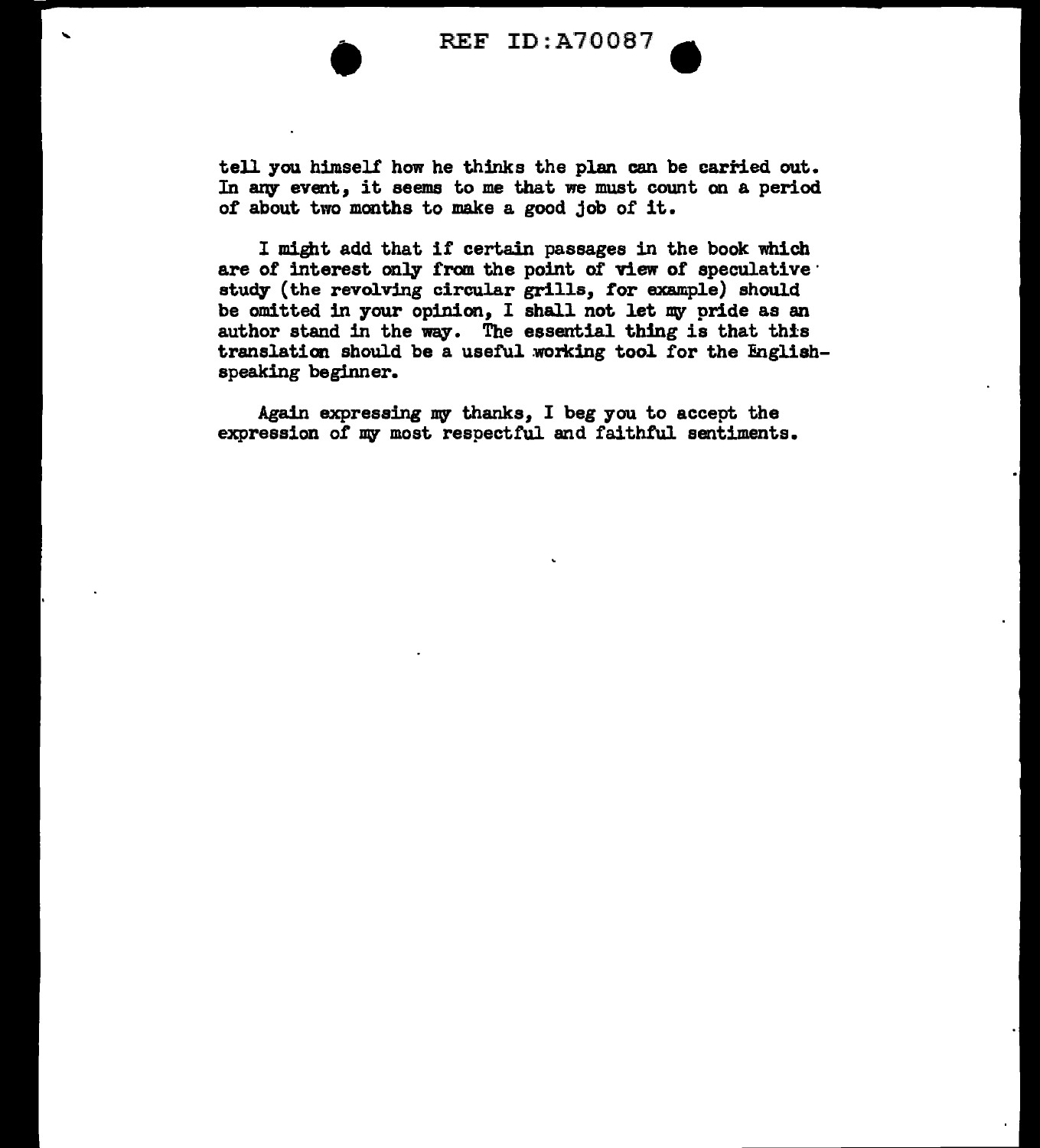tell you himself how he thinks the plan can be carried out. In any event, it seems to me that we must count on a period of about two months to make a good job of it.

I might add that if certain passages in the book which are of interest only from the point of view of speculative study (the revolving circular grills, for example) should be omitted in your opinion, I shall not let my pride as an author stand in the way. The essential thing is that this translation should be a useful working tool for the English-speaking beginner.

Again expressing my thanks, I beg you to accept the expression of my most respectful and faithful sentiments.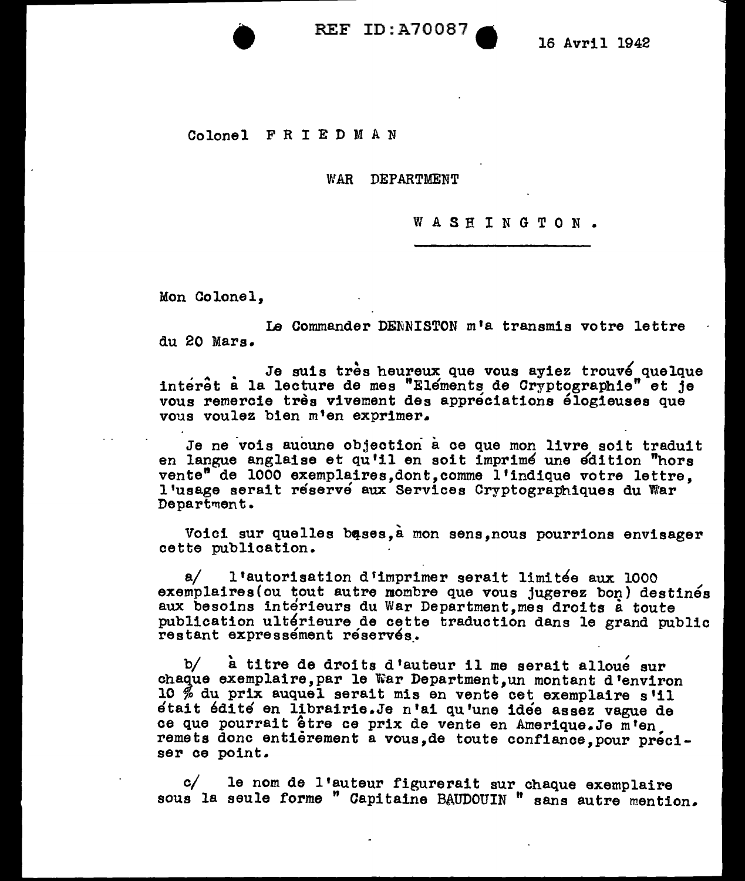16 Avril 1942

Colonel F R I E D M A N

WAR DEPARTMENT

W A S H I N G T O N .

Mon Colonel,

Le Commander DENNISTON m'a transmis votre lettre du 20 Mars.

Je suis très heureux que vous ayiez trouvé quelque intérêt à la lecture de mes "Eléments de Cryptographie" et je vous remercie très vivement des appréciations élogieuses que vous voulez bien m'en exprimer.

Je ne vois aucune objection à ce que mon livre soit traduit en langue anglaise et qu'il en soit imprimé une édition "hors vente" de 1000 exemplaires,dont,comme l'indique votre lettre, l'usage serait réservé aux Services Cryptographiques du War Department.

Voici sur quelles bases,à mon sens,nous pourrions envisager cette publication.

a/ l'autorisation d'imprimer serait limitée aux 1000 exemplaires(ou tout autre mombre que vous jugerez bon) destinés aux besoins intérieurs du War Department,mes droits à toute publication ultérieure de cette traduction dans le grand public restant expressément réservés.

b/ à titre de droits d'auteur il me serait alloué sur chaque exemplaire,par le War Department,un montant d'environ 10 % du prix auquel serait mis en vente cet exemplaire s'il était édité en librairie.Je n'ai qu'une idée assez vague de ce que pourrait être ce prix de vente en Amerique.Je m'en remets donc entièrement a vous,de toute confiance,pour préciser ce point.

c/ le nom de l'auteur figurerait sur chaque exemplaire sous la seule forme " Capitaine BAUDOUIN " sans autre mention.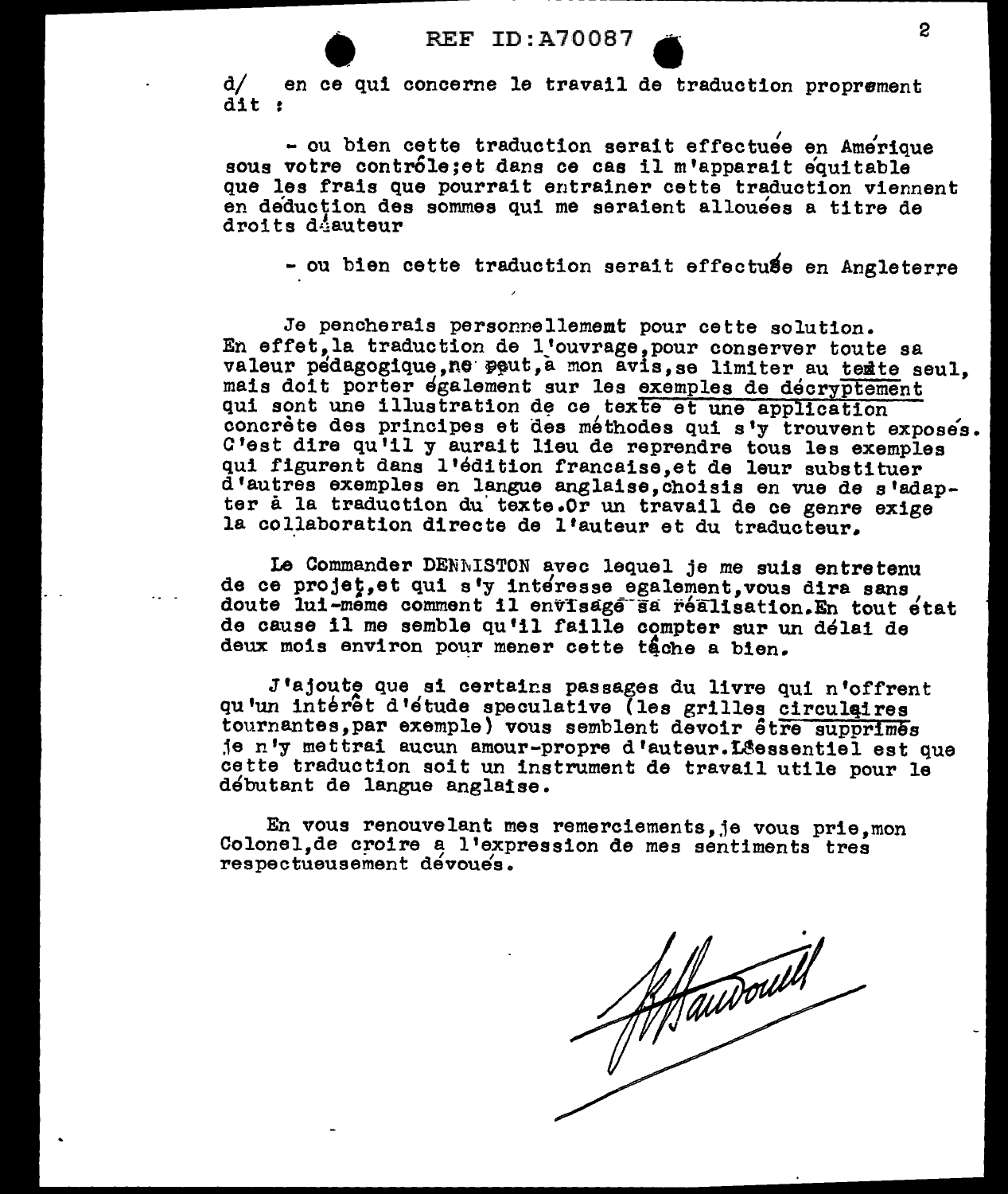d/ en ce qui concerne le travail de traduction proprement dit :

- ou bien cette traduction serait effectuée en Amérique sous votre contrôle;et dans ce cas il m'apparait équitable que les frais que pourrait entrainer cette traduction viennent en déduction des sommes qui me seraient allouées a titre de droits d'auteur

- ou bien cette traduction serait effectuée en Angleterre

Je pencherais personnellememt pour cette solution. En effet,la traduction de l'ouvrage,pour conserver toute sa valeur pédagogique,ne peut,a mon avis,se limiter au texte seul, mais doit porter également sur les exemples de décryptement qui sont une illustration de ce texte et une application concrète des principes et des méthodes qui s'y trouvent exposés. C'est dire qu'il y aurait lieu de reprendre tous les exemples qui figurent dans l'édition francaise,et de leur substituer d'autres exemples en langue anglaise,choisis en vue de s'adapter à la traduction du texte.Or un travail de ce genre exige la collaboration directe de l'auteur et du traducteur.

Le Commander DENNISTON avec lequel je me suis entretenu de ce projet,et qui s'y intéresse egalement,vous dira sans doute lui-même comment il envisage sa réalisation.En tout état de cause il me semble qu'il faille compter sur un délai de deux mois environ pour mener cette tâche a bien.

J'ajoute que si certains passages du livre qui n'offrent qu'un intérêt d'étude speculative (les grilles circulaires tournantes,par exemple) vous semblent devoir être supprimés je n'y mettrai aucun amour-propre d'auteur.L'essentiel est que cette traduction soit un instrument de travail utile pour le débutant de langue anglaise.

En vous renouvelant mes remerciements,je vous prie,mon Colonel,de croire a l'expression de mes sentiments tres respectueusement dévoués.

*[signature]* Baudouin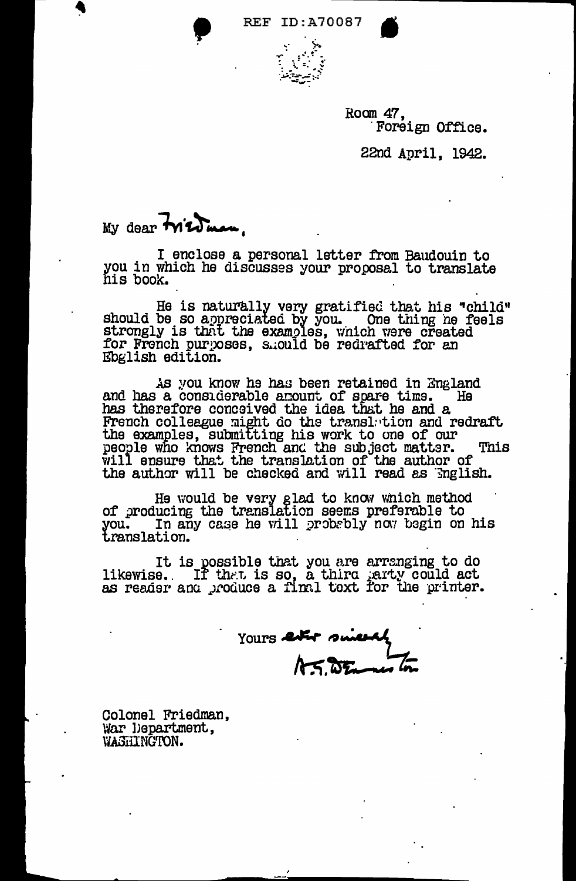REF ID:A70087

Room 47,
Foreign Office.

22nd April, 1942.

My dear Friedman,

I enclose a personal letter from Baudouin to you in which he discusses your proposal to translate his book.

He is naturally very gratified that his "child" should be so appreciated by you. One thing he feels strongly is that the examples, which were created for French purposes, should be redrafted for an Ebglish edition.

As you know he has been retained in England and has a considerable amount of spare time. He has therefore conceived the idea that he and a French colleague might do the translation and redraft the examples, submitting his work to one of our people who knows French and the subject matter. This will ensure that the translation of the author of the author will be checked and will read as English.

He would be very glad to know which method of producing the translation seems preferable to you. In any case he will probably now begin on his translation.

It is possible that you are arranging to do likewise. If that is so, a third party could act as reader and produce a final text for the printer.

Yours ever sincerely
A.G. Denniston

Colonel Friedman,
War Department,
WASHINGTON.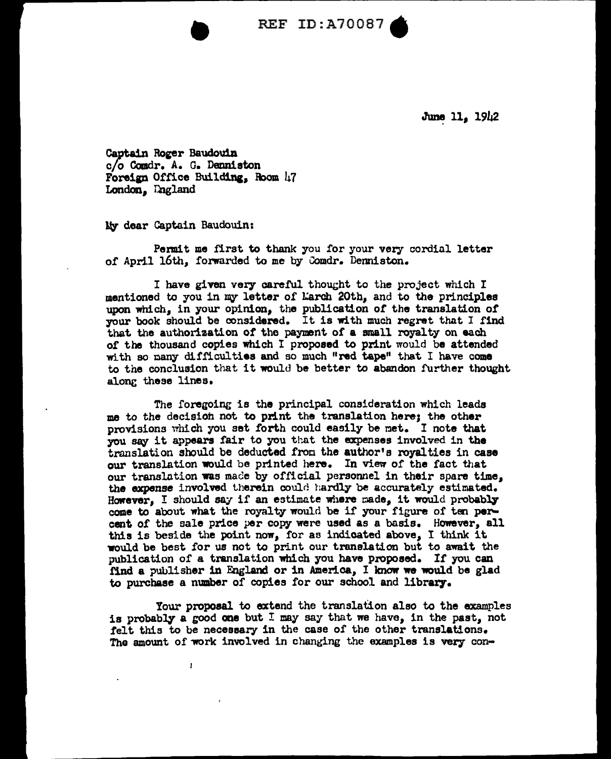June 11, 1942

Captain Roger Baudouin
c/o Comdr. A. G. Denniston
Foreign Office Building, Room 47
London, England

My dear Captain Baudouin:

Permit me first to thank you for your very cordial letter of April 16th, forwarded to me by Comdr. Denniston.

I have given very careful thought to the project which I mentioned to you in my letter of March 20th, and to the principles upon which, in your opinion, the publication of the translation of your book should be considered. It is with much regret that I find that the authorization of the payment of a small royalty on each of the thousand copies which I proposed to print would be attended with so many difficulties and so much "red tape" that I have come to the conclusion that it would be better to abandon further thought along these lines.

The foregoing is the principal consideration which leads me to the decision not to print the translation here; the other provisions which you set forth could easily be met. I note that you say it appears fair to you that the expenses involved in the translation should be deducted from the author's royalties in case our translation would be printed here. In view of the fact that our translation was made by official personnel in their spare time, the expense involved therein could hardly be accurately estimated. However, I should say if an estimate where made, it would probably come to about what the royalty would be if your figure of ten percent of the sale price per copy were used as a basis. However, all this is beside the point now, for as indicated above, I think it would be best for us not to print our translation but to await the publication of a translation which you have proposed. If you can find a publisher in England or in America, I know we would be glad to purchase a number of copies for our school and library.

Your proposal to extend the translation also to the examples is probably a good one but I may say that we have, in the past, not felt this to be necessary in the case of the other translations. The amount of work involved in changing the examples is very con-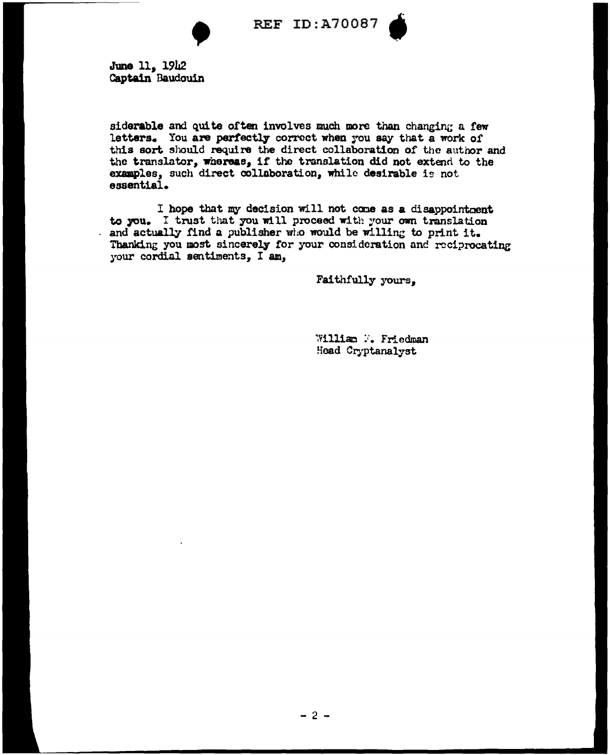June 11, 1942
Captain Baudouin

siderable and quite often involves much more than changing a few letters. You are perfectly correct when you say that a work of this sort should require the direct collaboration of the author and the translator, whereas, if the translation did not extend to the examples, such direct collaboration, while desirable is not essential.

I hope that my decision will not come as a disappointment to you. I trust that you will proceed with your own translation and actually find a publisher who would be willing to print it. Thanking you most sincerely for your consideration and reciprocating your cordial sentiments, I am,

Faithfully yours,

William F. Friedman
Head Cryptanalyst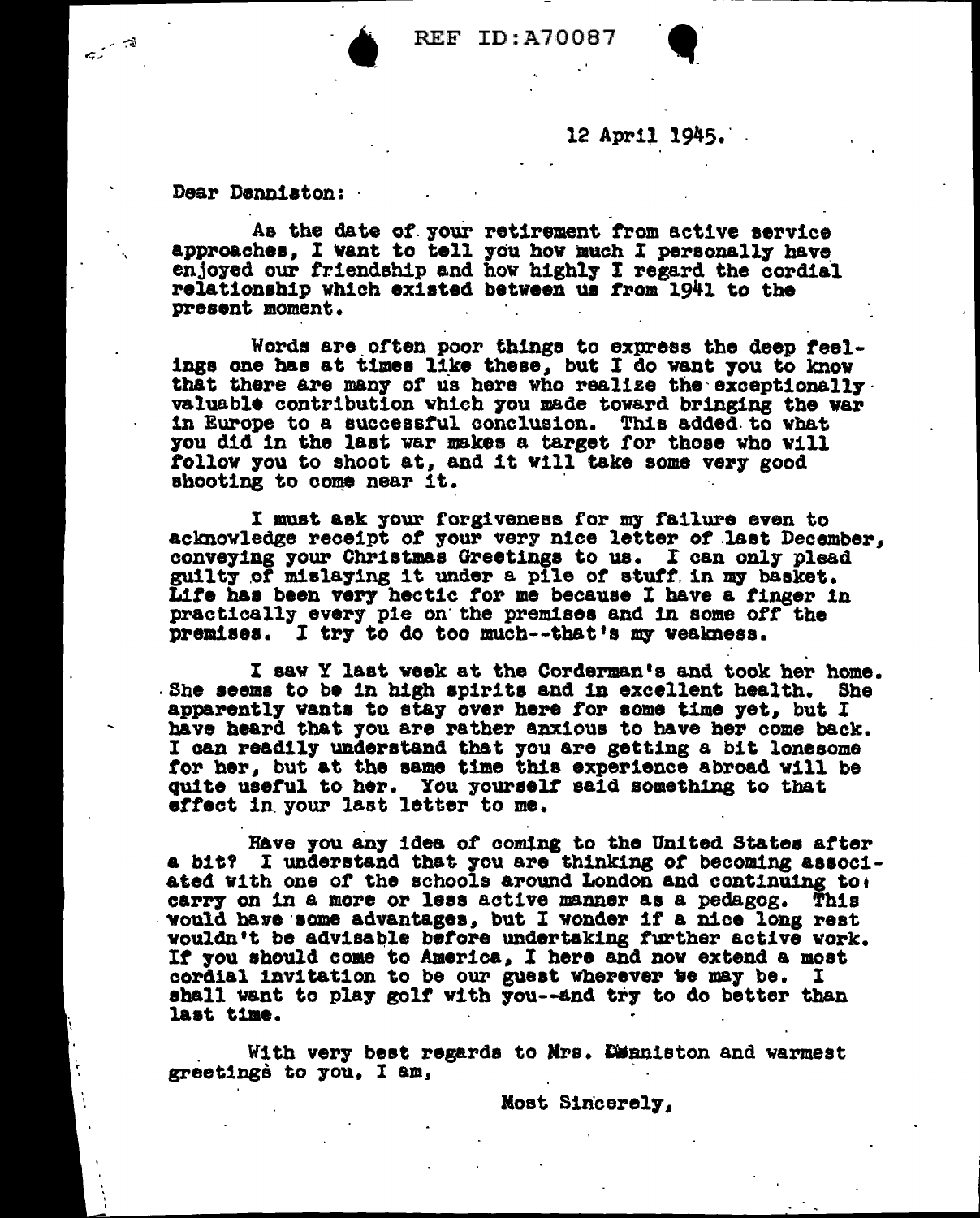REF ID:A70087

12 April 1945.

Dear Denniston:

As the date of your retirement from active service approaches, I want to tell you how much I personally have enjoyed our friendship and how highly I regard the cordial relationship which existed between us from 1941 to the present moment.

Words are often poor things to express the deep feelings one has at times like these, but I do want you to know that there are many of us here who realize the exceptionally valuable contribution which you made toward bringing the war in Europe to a successful conclusion. This added to what you did in the last war makes a target for those who will follow you to shoot at, and it will take some very good shooting to come near it.

I must ask your forgiveness for my failure even to acknowledge receipt of your very nice letter of last December, conveying your Christmas Greetings to us. I can only plead guilty of mislaying it under a pile of stuff in my basket. Life has been very hectic for me because I have a finger in practically every pie on the premises and in some off the premises. I try to do too much--that's my weakness.

I saw Y last week at the Corderman's and took her home. She seems to be in high spirits and in excellent health. She apparently wants to stay over here for some time yet, but I have heard that you are rather anxious to have her come back. I can readily understand that you are getting a bit lonesome for her, but at the same time this experience abroad will be quite useful to her. You yourself said something to that effect in your last letter to me.

Have you any idea of coming to the United States after a bit? I understand that you are thinking of becoming associated with one of the schools around London and continuing to carry on in a more or less active manner as a pedagog. This would have some advantages, but I wonder if a nice long rest wouldn't be advisable before undertaking further active work. If you should come to America, I here and now extend a most cordial invitation to be our guest wherever we may be. I shall want to play golf with you--and try to do better than last time.

With very best regards to Mrs. Denniston and warmest greetings to you, I am,

Most Sincerely,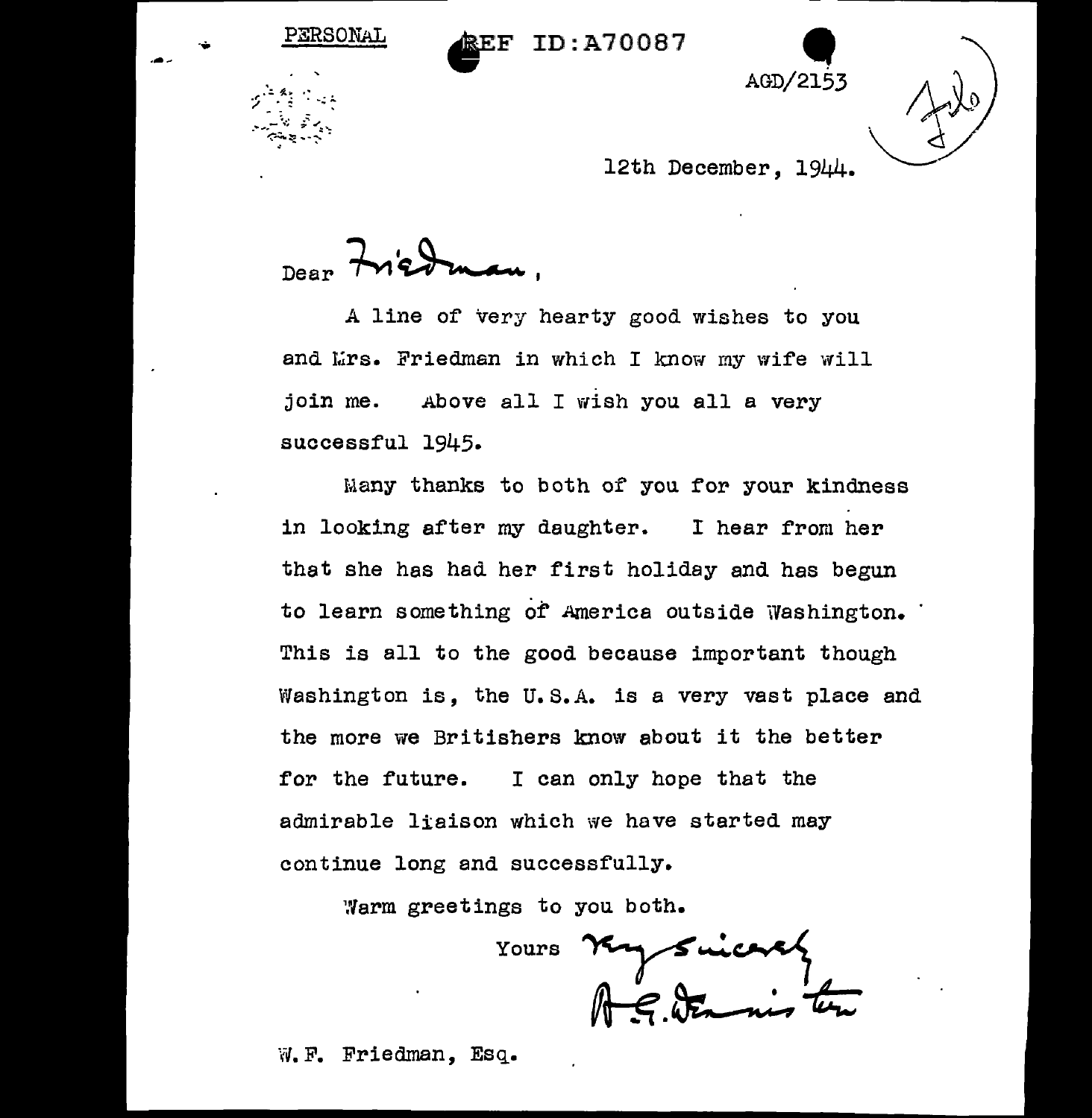PERSONAL

REF ID:A70087

AGD/2153

12th December, 1944.

Dear Friedman,

A line of very hearty good wishes to you and Mrs. Friedman in which I know my wife will join me. Above all I wish you all a very successful 1945.

Many thanks to both of you for your kindness in looking after my daughter. I hear from her that she has had her first holiday and has begun to learn something of America outside Washington. This is all to the good because important though Washington is, the U.S.A. is a very vast place and the more we Britishers know about it the better for the future. I can only hope that the admirable liaison which we have started may continue long and successfully.

Warm greetings to you both.

Yours very sincerely

A.G. Denniston

W.F. Friedman, Esq.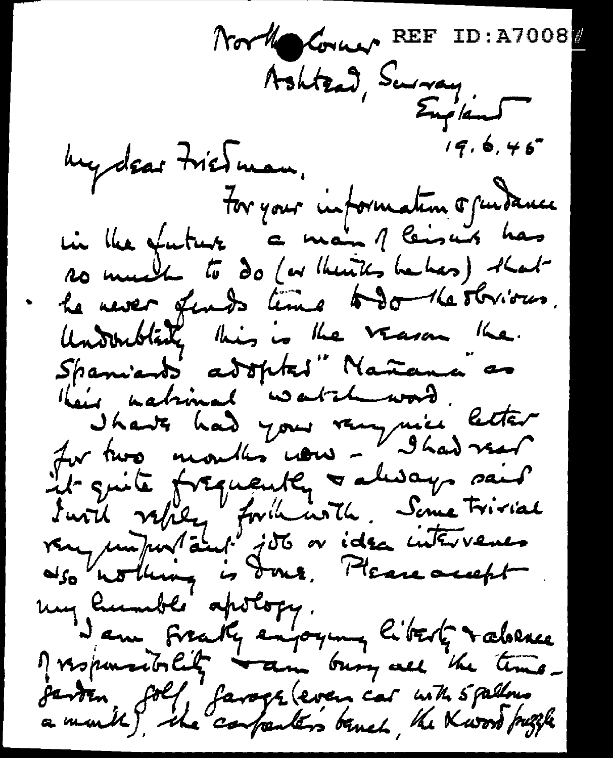North Corner
Ashtead, Surrey,
England

REF ID:A70081

19.6.45

My dear Friedman,

For your information & guidance in the future a man of leisure has so much to do (or thinks he has) that he never finds time to do the obvious. Undoubtedly this is the reason the Spaniards adopted "Mañana" as their national watchword.

I have had your very nice letter for two months now – I had read it quite frequently & always said I will reply forthwith. Some trivial very unimportant job or idea intervenes & so nothing is done. Please accept my humble apology.

I am greatly enjoying liberty & absence of responsibility & am busy all the time – garden, golf, garage (even car with 5 gallons a month), the carpenter's bench, the X word puzzle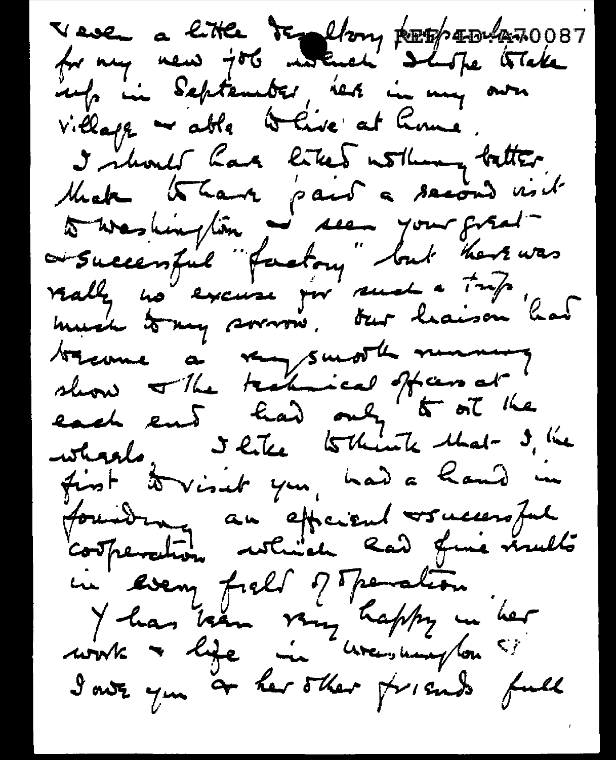& seen a little Dev ... for my new job which I hope to take up in September, in my own village & able to live at home.

I should have liked nothing better than to have paid a second visit to Washington & seen your great & successful "factory" but there was really no excuse for such a trip, much to my sorrow. Our liaison had become a very smooth running show & the technical officers at each end had only to oil the wheels. I like to think that I, the first to visit you, had a hand in founding an efficient & successful cooperation which had fine results in every field of operation.

Y has been very happy in her work & life in Washington & I owe you & her other friends full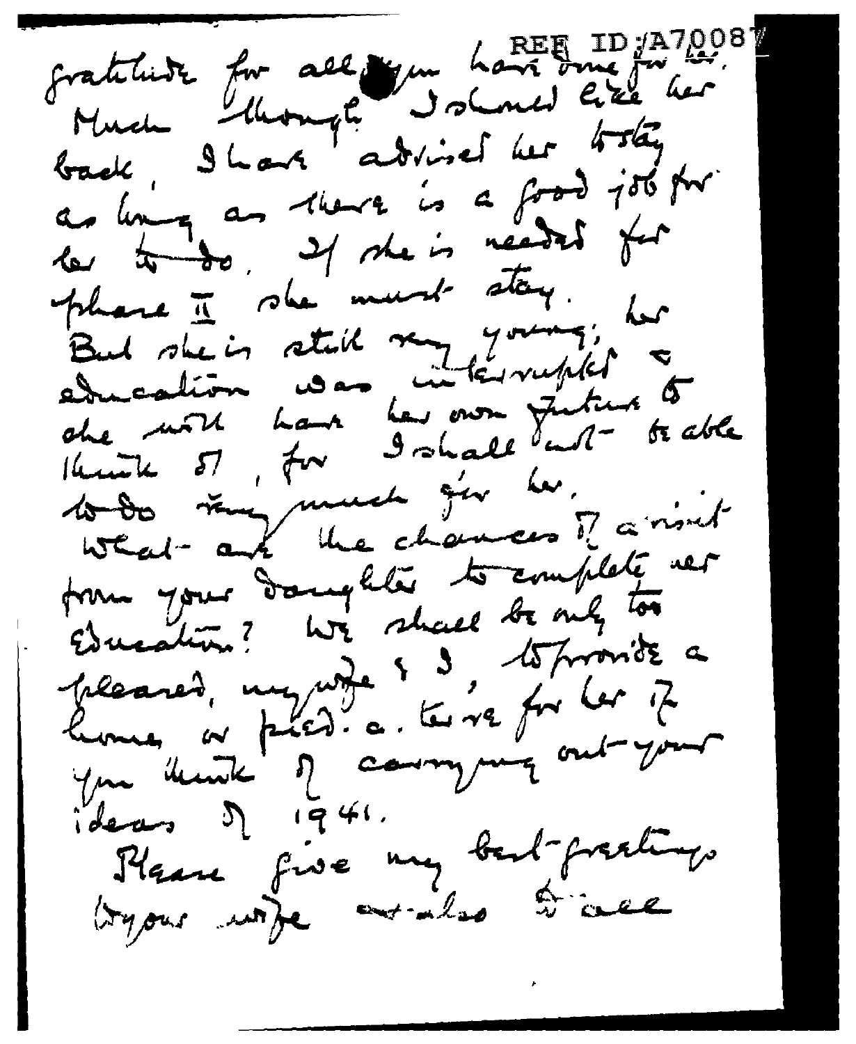REF ID:A70087

gratitude for all you have done for her.
Much though I should like her
back, I have advised her to stay
as long as there is a good job for
her to do. If she is needed for
phase II she must stay.
But she is still very young, her
education was interrupted &
she will have her own future to
think of, for I shall not be able
to do very much for her.
What are the chances of a visit
from your daughter to complete her
education? We shall be only too
pleased, my wife & I, to provide a
home or pied-a-terre for her if
you think of carrying out your
ideas of 1941.
Please give my best greetings
to your wife and also to all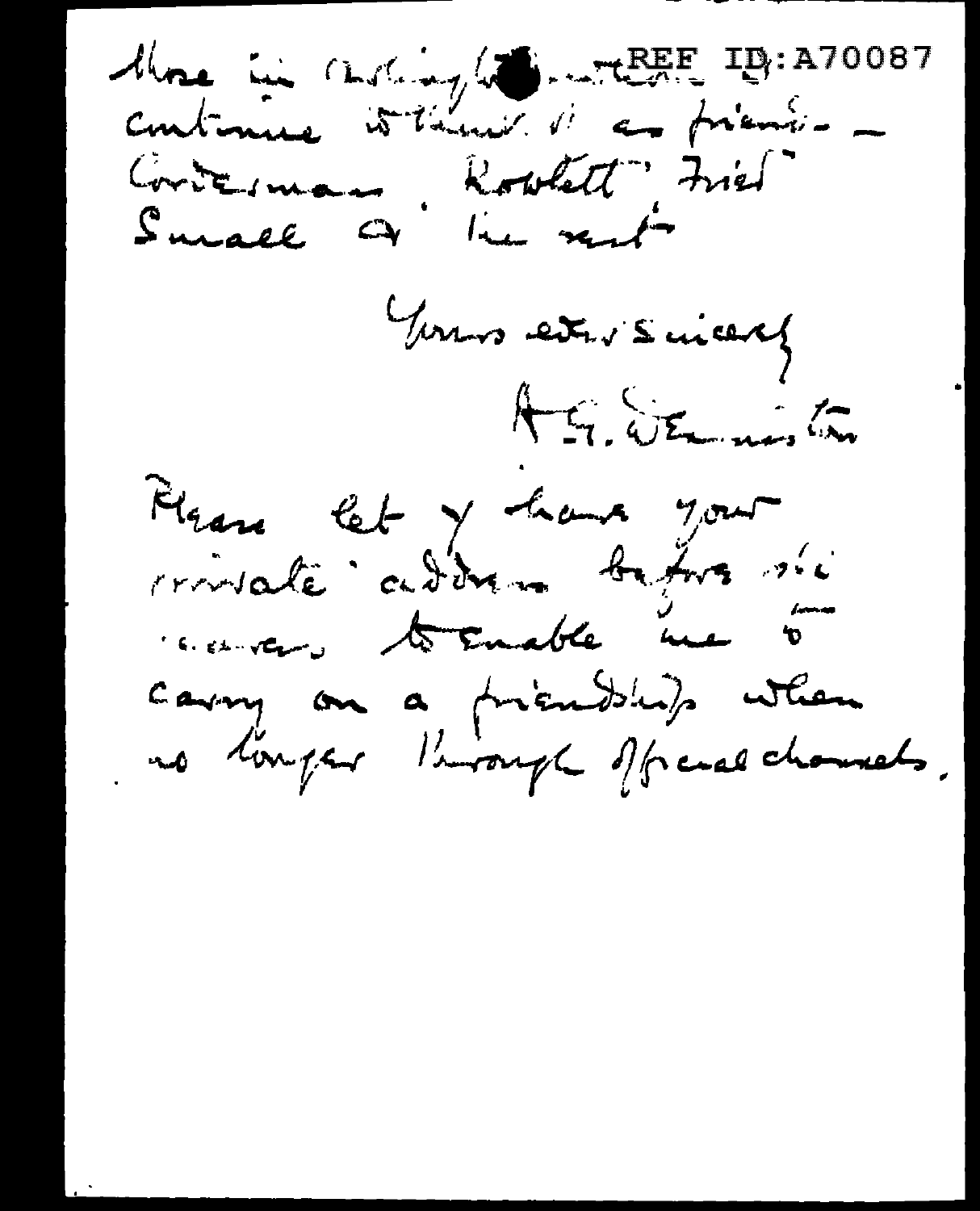those in Washington ... continue with it as friends — Cowsman, Rowlett, Fried Small at the rest

Yours ever sincerely

A. G. Denniston

Please let y have your private address before ... ... to enable me to carry on a friendship when no longer through official channels.